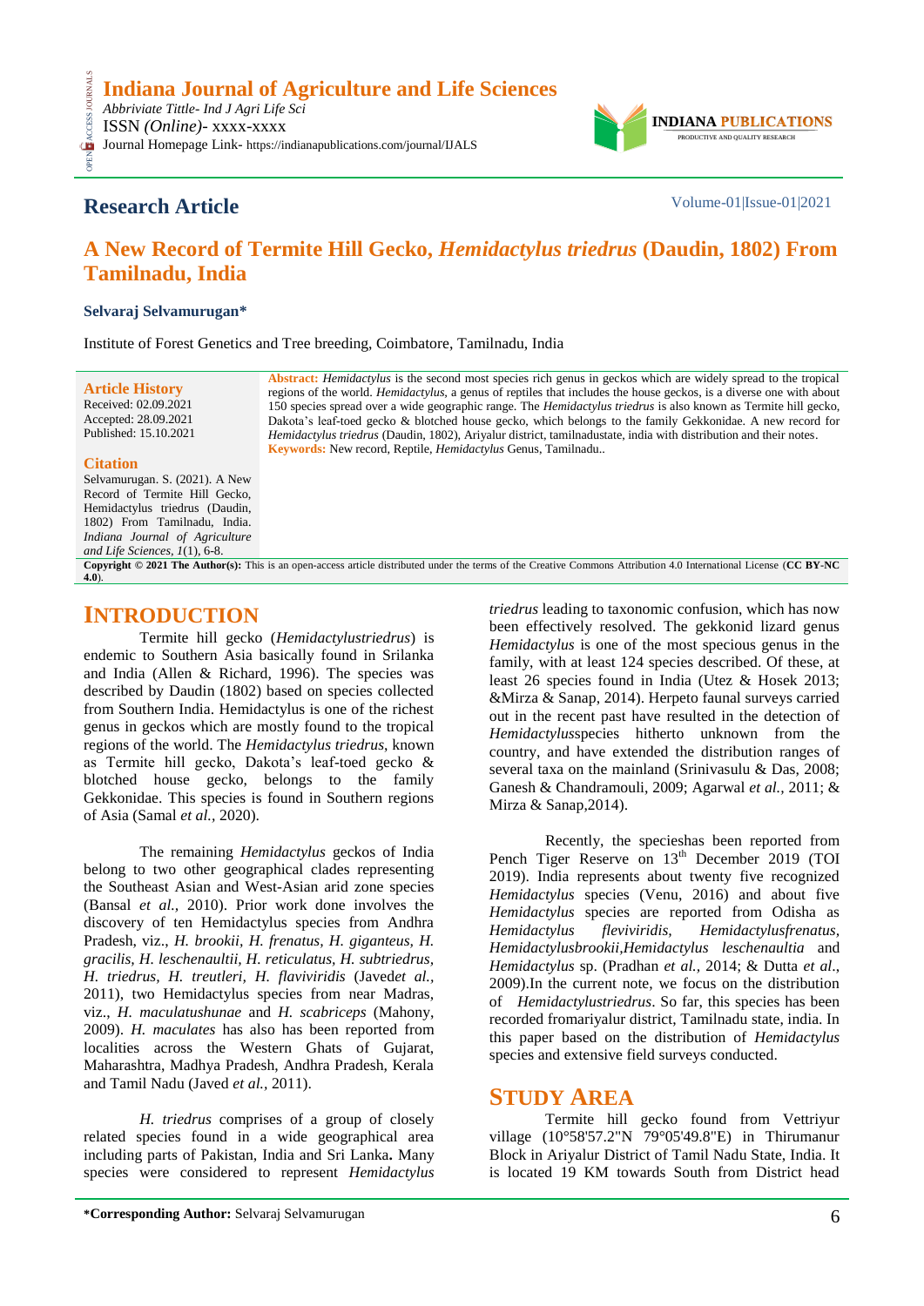# Research Article

## A New Record of Termite Hill Gecko, *Hemidactylus triedrus* (Daudin, 1802) From Tamilnadu, India

**Selvaraj Selvamurugan***

Institute of Forest Genetics and Tree breeding, Coimbatore, Tamilnadu, India

**Article History**
Received: 02.09.2021
Accepted: 28.09.2021
Published: 15.10.2021

**Citation**
Selvamurugan. S. (2021). A New Record of Termite Hill Gecko, Hemidactylus triedrus (Daudin, 1802) From Tamilnadu, India. *Indiana Journal of Agriculture and Life Sciences, 1*(1), 6-8.

**Abstract:** *Hemidactylus* is the second most species rich genus in geckos which are widely spread to the tropical regions of the world. *Hemidactylus*, a genus of reptiles that includes the house geckos, is a diverse one with about 150 species spread over a wide geographic range. The *Hemidactylus triedrus* is also known as Termite hill gecko, Dakota's leaf-toed gecko & blotched house gecko, which belongs to the family Gekkonidae. A new record for *Hemidactylus triedrus* (Daudin, 1802), Ariyalur district, tamilnadustate, india with distribution and their notes.

**Keywords:** New record, Reptile, *Hemidactylus* Genus, Tamilnadu..

**Copyright © 2021 The Author(s):** This is an open-access article distributed under the terms of the Creative Commons Attribution 4.0 International License (**CC BY-NC 4.0**).

## INTRODUCTION

Termite hill gecko (*Hemidactylustriedrus*) is endemic to Southern Asia basically found in Srilanka and India (Allen & Richard, 1996). The species was described by Daudin (1802) based on species collected from Southern India. Hemidactylus is one of the richest genus in geckos which are mostly found to the tropical regions of the world. The *Hemidactylus triedrus*, known as Termite hill gecko, Dakota's leaf-toed gecko & blotched house gecko, belongs to the family Gekkonidae. This species is found in Southern regions of Asia (Samal *et al.,* 2020).

The remaining *Hemidactylus* geckos of India belong to two other geographical clades representing the Southeast Asian and West-Asian arid zone species (Bansal *et al.,* 2010). Prior work done involves the discovery of ten Hemidactylus species from Andhra Pradesh, viz., *H. brookii, H. frenatus, H. giganteus, H. gracilis, H. leschenaultii, H. reticulatus, H. subtriedrus, H. triedrus, H. treutleri, H. flaviviridis* (Javed*et al.,* 2011), two Hemidactylus species from near Madras, viz., *H. maculatushunae* and *H. scabriceps* (Mahony, 2009). *H. maculates* has also has been reported from localities across the Western Ghats of Gujarat, Maharashtra, Madhya Pradesh, Andhra Pradesh, Kerala and Tamil Nadu (Javed *et al.,* 2011).

*H. triedrus* comprises of a group of closely related species found in a wide geographical area including parts of Pakistan, India and Sri Lanka**.** Many species were considered to represent *Hemidactylus triedrus* leading to taxonomic confusion, which has now been effectively resolved. The gekkonid lizard genus *Hemidactylus* is one of the most specious genus in the family, with at least 124 species described. Of these, at least 26 species found in India (Utez & Hosek 2013; &Mirza & Sanap, 2014). Herpeto faunal surveys carried out in the recent past have resulted in the detection of *Hemidactylus*species hitherto unknown from the country, and have extended the distribution ranges of several taxa on the mainland (Srinivasulu & Das, 2008; Ganesh & Chandramouli, 2009; Agarwal *et al.,* 2011; & Mirza & Sanap,2014).

Recently, the specieshas been reported from Pench Tiger Reserve on 13th December 2019 (TOI 2019). India represents about twenty five recognized *Hemidactylus* species (Venu, 2016) and about five *Hemidactylus* species are reported from Odisha as *Hemidactylus fleviviridis, Hemidactylusfrenatus, Hemidactylusbrookii,Hemidactylus leschenaultia* and *Hemidactylus* sp. (Pradhan *et al.,* 2014; & Dutta *et al*., 2009).In the current note, we focus on the distribution of *Hemidactylustriedrus*. So far, this species has been recorded fromariyalur district, Tamilnadu state, india. In this paper based on the distribution of *Hemidactylus* species and extensive field surveys conducted.

## STUDY AREA

Termite hill gecko found from Vettriyur village (10°58'57.2"N 79°05'49.8"E) in Thirumanur Block in Ariyalur District of Tamil Nadu State, India. It is located 19 KM towards South from District head

**\*Corresponding Author:** Selvaraj Selvamurugan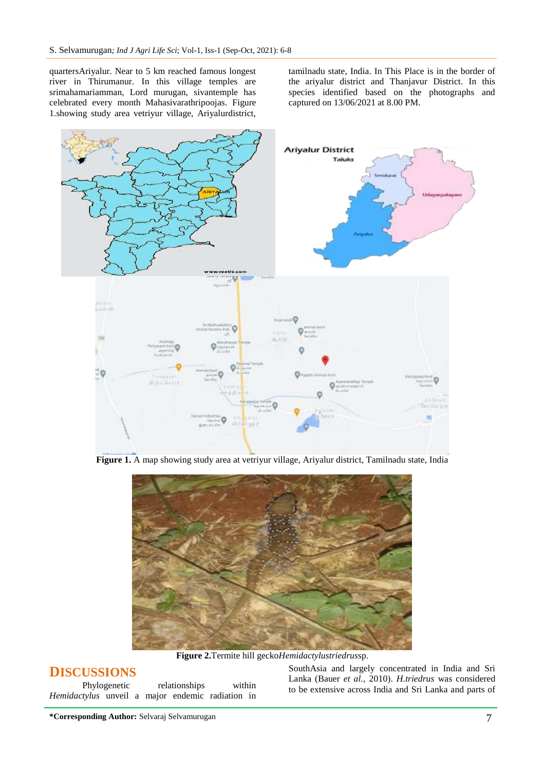quartersAriyalur. Near to 5 km reached famous longest river in Thirumanur. In this village temples are srimahamariamman, Lord murugan, sivantemple has celebrated every month Mahasivarathripoojas. Figure 1.showing study area vetriyur village, Ariyalurdistrict, tamilnadu state, India. In This Place is in the border of the ariyalur district and Thanjavur District. In this species identified based on the photographs and captured on 13/06/2021 at 8.00 PM.

**Figure 1.** A map showing study area at vetriyur village, Ariyalur district, Tamilnadu state, India

**Figure 2.**Termite hill gecko*Hemidactylustriedrus*sp.

## DISCUSSIONS

Phylogenetic relationships within *Hemidactylus* unveil a major endemic radiation in SouthAsia and largely concentrated in India and Sri Lanka (Bauer *et al.*, 2010). *H.triedrus* was considered to be extensive across India and Sri Lanka and parts of

**\*Corresponding Author:** Selvaraj Selvamurugan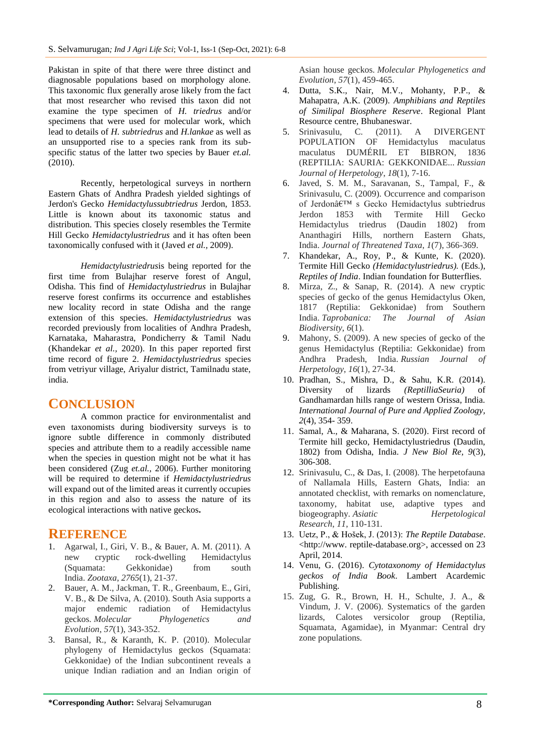Pakistan in spite of that there were three distinct and diagnosable populations based on morphology alone. This taxonomic flux generally arose likely from the fact that most researcher who revised this taxon did not examine the type specimen of *H. triedrus* and/or specimens that were used for molecular work, which lead to details of *H. subtriedrus* and *H.lankae* as well as an unsupported rise to a species rank from its sub-specific status of the latter two species by Bauer *et.al.* (2010).

Recently, herpetological surveys in northern Eastern Ghats of Andhra Pradesh yielded sightings of Jerdon's Gecko *Hemidactylussubtriedrus* Jerdon, 1853. Little is known about its taxonomic status and distribution. This species closely resembles the Termite Hill Gecko *Hemidactylustriedrus* and it has often been taxonomically confused with it (Javed *et al.,* 2009).

*Hemidactylustriedrus*is being reported for the first time from Bulajhar reserve forest of Angul, Odisha. This find of *Hemidactylustriedrus* in Bulajhar reserve forest confirms its occurrence and establishes new locality record in state Odisha and the range extension of this species. *Hemidactylustriedrus* was recorded previously from localities of Andhra Pradesh, Karnataka, Maharastra, Pondicherry & Tamil Nadu (Khandekar *et al.,* 2020). In this paper reported first time record of figure 2. *Hemidactylustriedrus* species from vetriyur village, Ariyalur district, Tamilnadu state, india.

## CONCLUSION

A common practice for environmentalist and even taxonomists during biodiversity surveys is to ignore subtle difference in commonly distributed species and attribute them to a readily accessible name when the species in question might not be what it has been considered (Zug *et.al.,* 2006). Further monitoring will be required to determine if *Hemidactylustriedrus* will expand out of the limited areas it currently occupies in this region and also to assess the nature of its ecological interactions with native geckos**.**

## REFERENCE

1. Agarwal, I., Giri, V. B., & Bauer, A. M. (2011). A new cryptic rock-dwelling Hemidactylus (Squamata: Gekkonidae) from south India. *Zootaxa*, *2765*(1), 21-37.
2. Bauer, A. M., Jackman, T. R., Greenbaum, E., Giri, V. B., & De Silva, A. (2010). South Asia supports a major endemic radiation of Hemidactylus geckos. *Molecular Phylogenetics and Evolution*, *57*(1), 343-352.
3. Bansal, R., & Karanth, K. P. (2010). Molecular phylogeny of Hemidactylus geckos (Squamata: Gekkonidae) of the Indian subcontinent reveals a unique Indian radiation and an Indian origin of Asian house geckos. *Molecular Phylogenetics and Evolution*, *57*(1), 459-465.
4. Dutta, S.K., Nair, M.V., Mohanty, P.P., & Mahapatra, A.K. (2009). *Amphibians and Reptiles of Similipal Biosphere Reserve*. Regional Plant Resource centre, Bhubaneswar.
5. Srinivasulu, C. (2011). A DIVERGENT POPULATION OF Hemidactylus maculatus maculatus DUMÉRIL ET BIBRON, 1836 (REPTILIA: SAURIA: GEKKONIDAE... *Russian Journal of Herpetology*, *18*(1), 7-16.
6. Javed, S. M. M., Saravanan, S., Tampal, F., & Srinivasulu, C. (2009). Occurrence and comparison of Jerdonâ€™ s Gecko Hemidactylus subtriedrus Jerdon 1853 with Termite Hill Gecko Hemidactylus triedrus (Daudin 1802) from Ananthagiri Hills, northern Eastern Ghats, India. *Journal of Threatened Taxa*, *1*(7), 366-369.
7. Khandekar, A., Roy, P., & Kunte, K. (2020). Termite Hill Gecko *(Hemidactylustriedrus).* (Eds.), *Reptiles of India*. Indian foundation for Butterflies.
8. Mirza, Z., & Sanap, R. (2014). A new cryptic species of gecko of the genus Hemidactylus Oken, 1817 (Reptilia: Gekkonidae) from Southern India. *Taprobanica: The Journal of Asian Biodiversity*, *6*(1).
9. Mahony, S. (2009). A new species of gecko of the genus Hemidactylus (Reptilia: Gekkonidae) from Andhra Pradesh, India. *Russian Journal of Herpetology*, *16*(1), 27-34.
10. Pradhan, S., Mishra, D., & Sahu, K.R. (2014). Diversity of lizards *(ReptilliaSeuria)* of Gandhamardan hills range of western Orissa, India. *International Journal of Pure and Applied Zoology*, *2*(4), 354- 359.
11. Samal, A., & Maharana, S. (2020). First record of Termite hill gecko, Hemidactylustriedrus (Daudin, 1802) from Odisha, India. *J New Biol Re, 9*(3), 306-308.
12. Srinivasulu, C., & Das, I. (2008). The herpetofauna of Nallamala Hills, Eastern Ghats, India: an annotated checklist, with remarks on nomenclature, taxonomy, habitat use, adaptive types and biogeography. *Asiatic Herpetological Research*, *11*, 110-131.
13. Uetz, P., & Hošek, J. (2013): *The Reptile Database*. <http://www. reptile-database.org>, accessed on 23 April, 2014.
14. Venu, G. (2016). *Cytotaxonomy of Hemidactylus geckos of India Book*. Lambert Acardemic Publishing.
15. Zug, G. R., Brown, H. H., Schulte, J. A., & Vindum, J. V. (2006). Systematics of the garden lizards, Calotes versicolor group (Reptilia, Squamata, Agamidae), in Myanmar: Central dry zone populations.